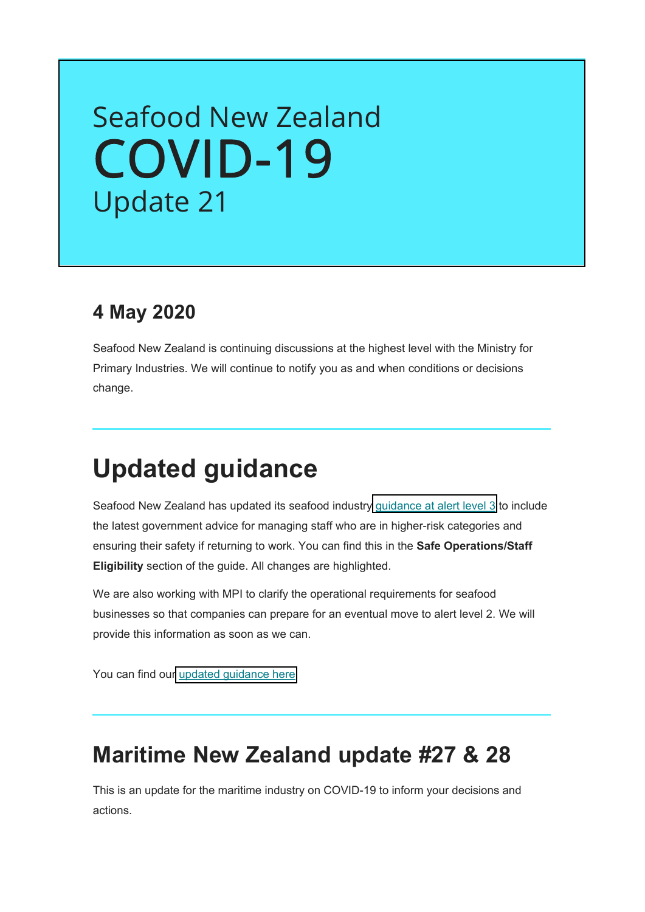# Seafood New Zealand COVID-19 Update 21

## 4 May 2020

Seafood New Zealand is continuing discussions at the highest level with the Ministry for Primary Industries. We will continue to notify you as and when conditions or decisions change.

---

# Updated guidance

Seafood New Zealand has updated its seafood industry guidance at alert level 3 to include the latest government advice for managing staff who are in higher-risk categories and ensuring their safety if returning to work. You can find this in the **Safe Operations/Staff Eligibility** section of the guide. All changes are highlighted.

We are also working with MPI to clarify the operational requirements for seafood businesses so that companies can prepare for an eventual move to alert level 2. We will provide this information as soon as we can.

You can find our updated guidance here

---

## Maritime New Zealand update #27 & 28

This is an update for the maritime industry on COVID-19 to inform your decisions and actions.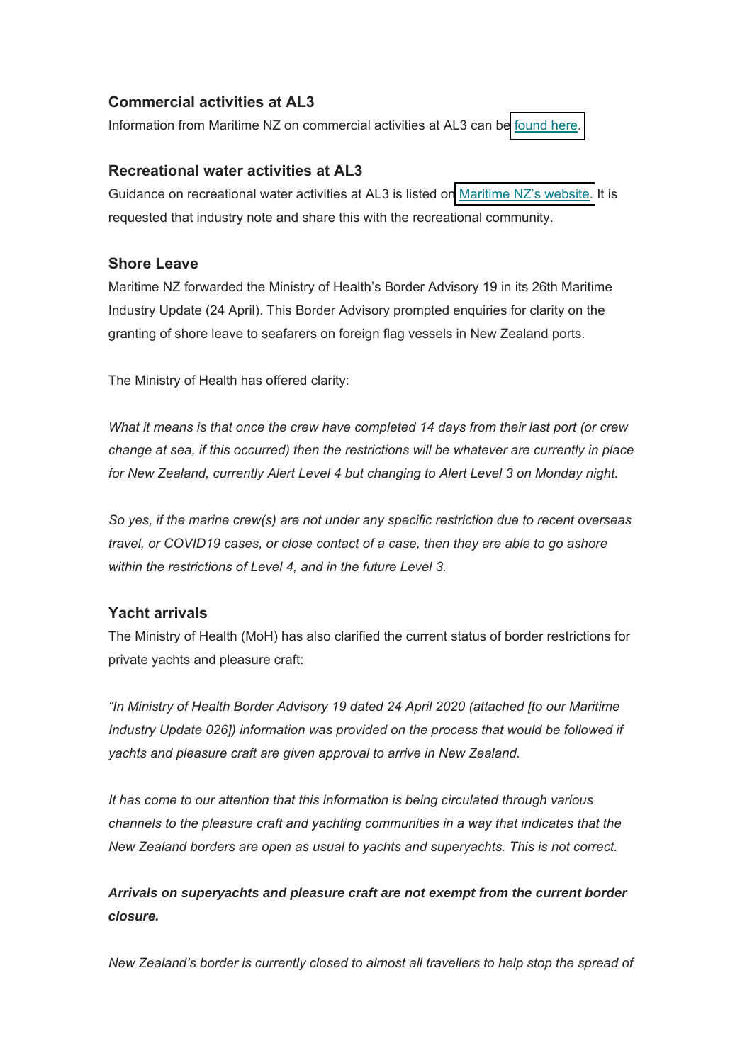### Commercial activities at AL3

Information from Maritime NZ on commercial activities at AL3 can be found here.

### Recreational water activities at AL3

Guidance on recreational water activities at AL3 is listed on Maritime NZ's website. It is requested that industry note and share this with the recreational community.

### Shore Leave

Maritime NZ forwarded the Ministry of Health's Border Advisory 19 in its 26th Maritime Industry Update (24 April). This Border Advisory prompted enquiries for clarity on the granting of shore leave to seafarers on foreign flag vessels in New Zealand ports.

The Ministry of Health has offered clarity:

*What it means is that once the crew have completed 14 days from their last port (or crew change at sea, if this occurred) then the restrictions will be whatever are currently in place for New Zealand, currently Alert Level 4 but changing to Alert Level 3 on Monday night.*

*So yes, if the marine crew(s) are not under any specific restriction due to recent overseas travel, or COVID19 cases, or close contact of a case, then they are able to go ashore within the restrictions of Level 4, and in the future Level 3.*

### Yacht arrivals

The Ministry of Health (MoH) has also clarified the current status of border restrictions for private yachts and pleasure craft:

*"In Ministry of Health Border Advisory 19 dated 24 April 2020 (attached [to our Maritime Industry Update 026]) information was provided on the process that would be followed if yachts and pleasure craft are given approval to arrive in New Zealand.*

*It has come to our attention that this information is being circulated through various channels to the pleasure craft and yachting communities in a way that indicates that the New Zealand borders are open as usual to yachts and superyachts. This is not correct.*

***Arrivals on superyachts and pleasure craft are not exempt from the current border closure.***

*New Zealand's border is currently closed to almost all travellers to help stop the spread of*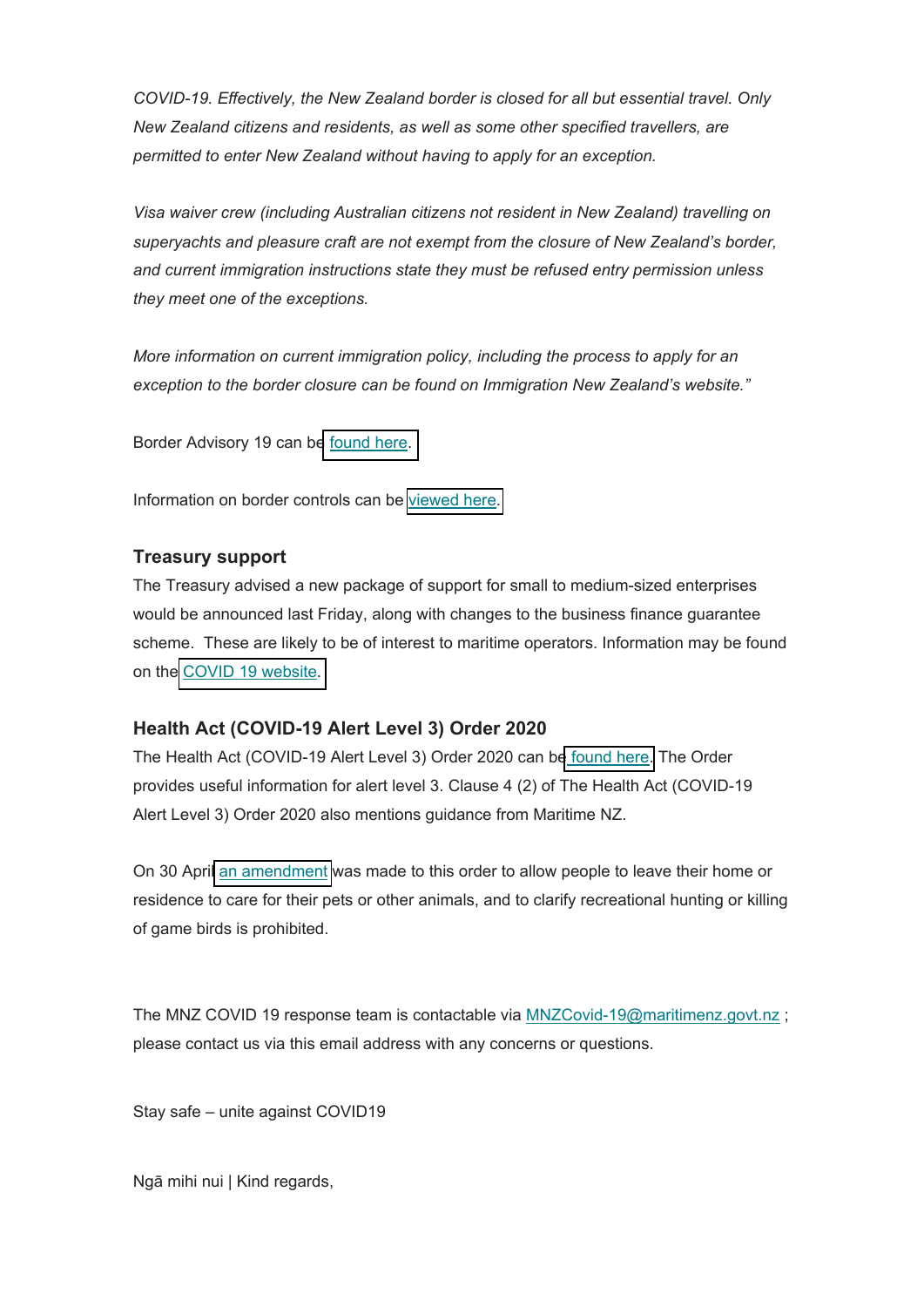*COVID-19. Effectively, the New Zealand border is closed for all but essential travel. Only New Zealand citizens and residents, as well as some other specified travellers, are permitted to enter New Zealand without having to apply for an exception.*

*Visa waiver crew (including Australian citizens not resident in New Zealand) travelling on superyachts and pleasure craft are not exempt from the closure of New Zealand's border, and current immigration instructions state they must be refused entry permission unless they meet one of the exceptions.*

*More information on current immigration policy, including the process to apply for an exception to the border closure can be found on Immigration New Zealand's website."*

Border Advisory 19 can be found here.

Information on border controls can be viewed here.

### Treasury support

The Treasury advised a new package of support for small to medium-sized enterprises would be announced last Friday, along with changes to the business finance guarantee scheme. These are likely to be of interest to maritime operators. Information may be found on the COVID 19 website.

### Health Act (COVID-19 Alert Level 3) Order 2020

The Health Act (COVID-19 Alert Level 3) Order 2020 can be found here. The Order provides useful information for alert level 3. Clause 4 (2) of The Health Act (COVID-19 Alert Level 3) Order 2020 also mentions guidance from Maritime NZ.

On 30 April an amendment was made to this order to allow people to leave their home or residence to care for their pets or other animals, and to clarify recreational hunting or killing of game birds is prohibited.

The MNZ COVID 19 response team is contactable via MNZCovid-19@maritimenz.govt.nz ; please contact us via this email address with any concerns or questions.

Stay safe – unite against COVID19

Ngā mihi nui | Kind regards,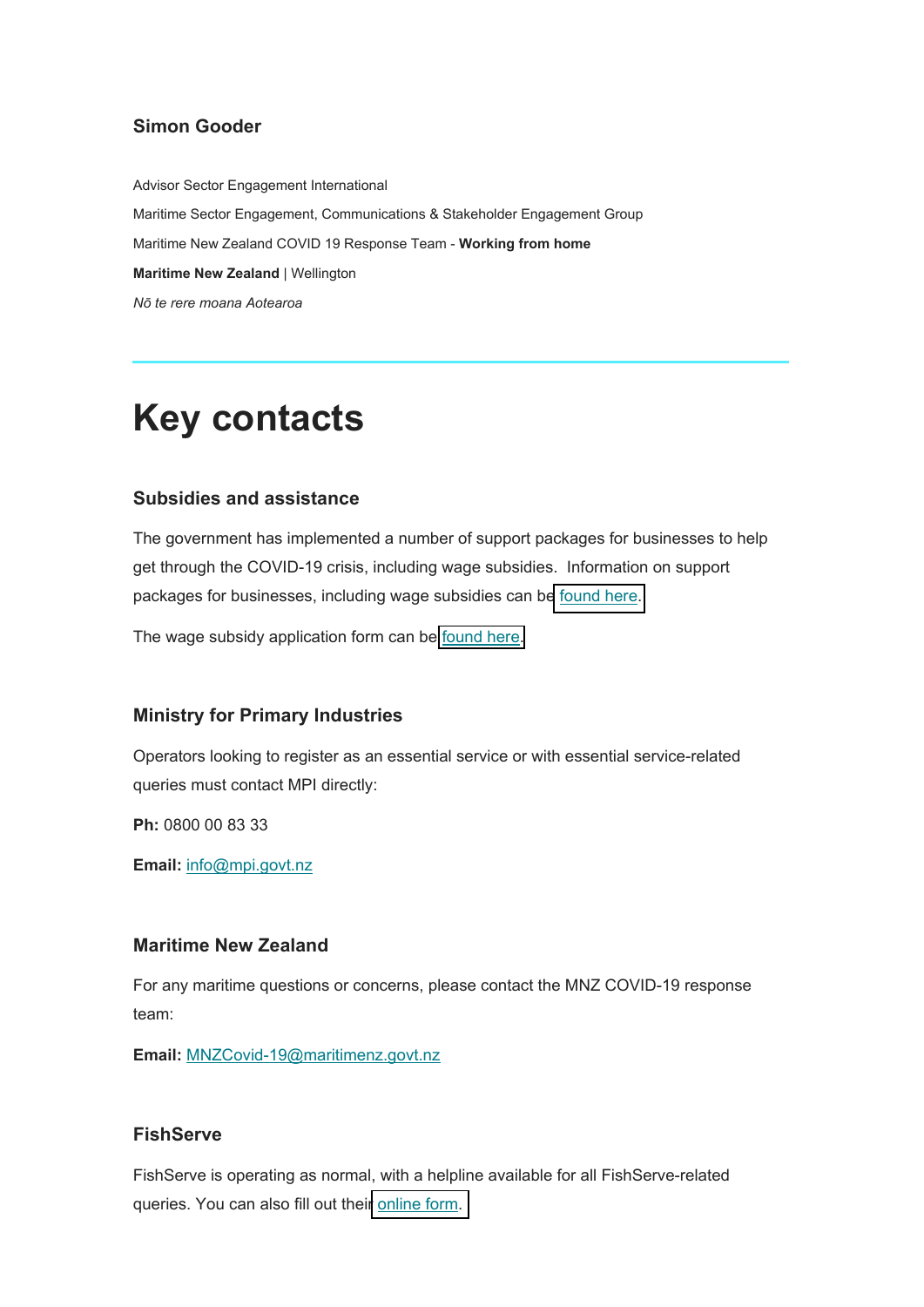### Simon Gooder

Advisor Sector Engagement International

Maritime Sector Engagement, Communications & Stakeholder Engagement Group

Maritime New Zealand COVID 19 Response Team - **Working from home**

**Maritime New Zealand** | Wellington

*Nō te rere moana Aotearoa*

---

# Key contacts

### Subsidies and assistance

The government has implemented a number of support packages for businesses to help get through the COVID-19 crisis, including wage subsidies.  Information on support packages for businesses, including wage subsidies can be found here.

The wage subsidy application form can be found here.

### Ministry for Primary Industries

Operators looking to register as an essential service or with essential service-related queries must contact MPI directly:

**Ph:** 0800 00 83 33

**Email:** info@mpi.govt.nz

### Maritime New Zealand

For any maritime questions or concerns, please contact the MNZ COVID-19 response team:

**Email:** MNZCovid-19@maritimenz.govt.nz

### FishServe

FishServe is operating as normal, with a helpline available for all FishServe-related queries. You can also fill out their online form.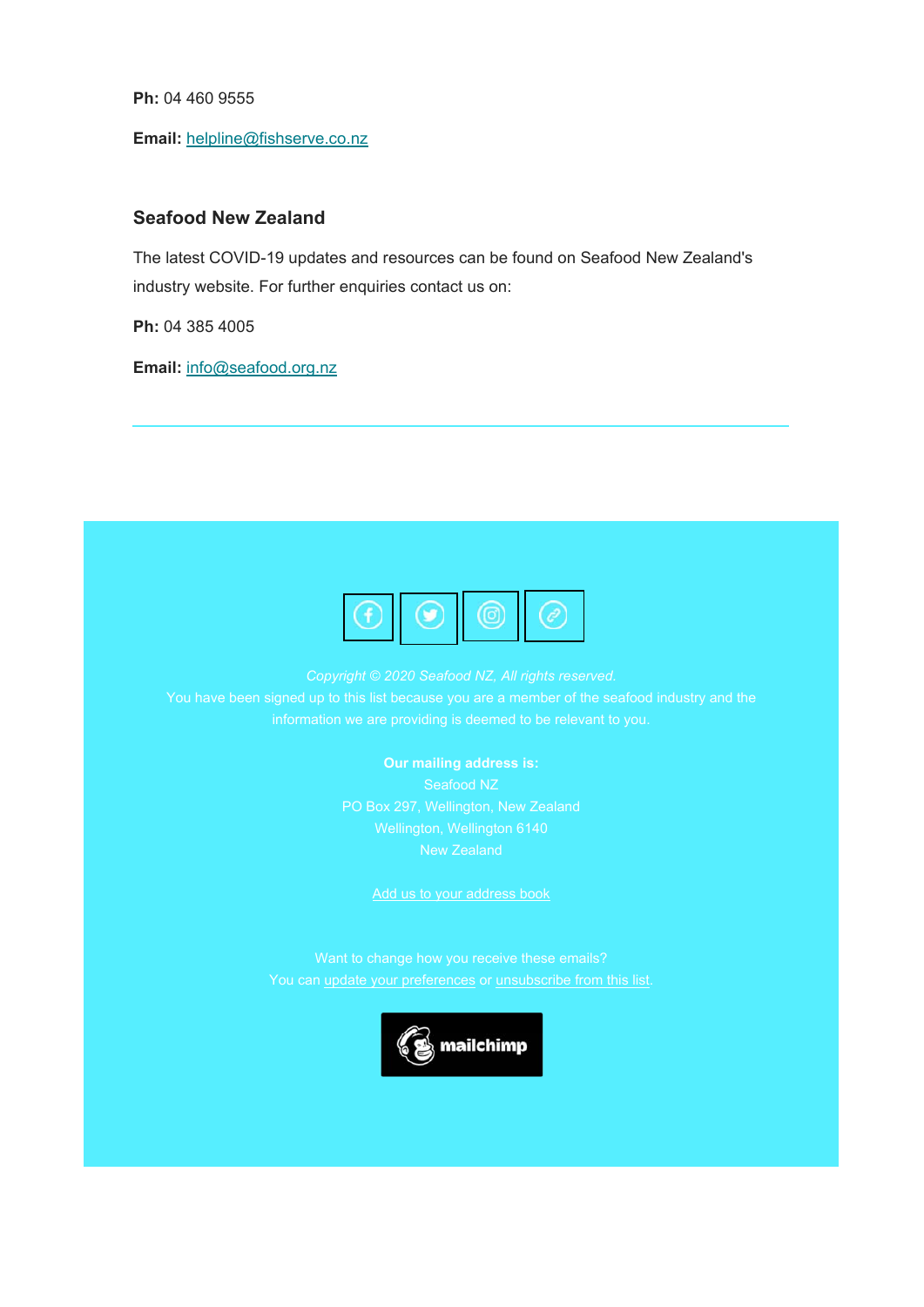**Ph:** 04 460 9555

**Email:** helpline@fishserve.co.nz

### Seafood New Zealand

The latest COVID-19 updates and resources can be found on Seafood New Zealand's industry website. For further enquiries contact us on:

**Ph:** 04 385 4005

**Email:** info@seafood.org.nz

---

*Copyright © 2020 Seafood NZ, All rights reserved.*
You have been signed up to this list because you are a member of the seafood industry and the information we are providing is deemed to be relevant to you.

**Our mailing address is:**
Seafood NZ
PO Box 297, Wellington, New Zealand
Wellington, Wellington 6140
New Zealand

Add us to your address book

Want to change how you receive these emails?
You can update your preferences or unsubscribe from this list.

mailchimp